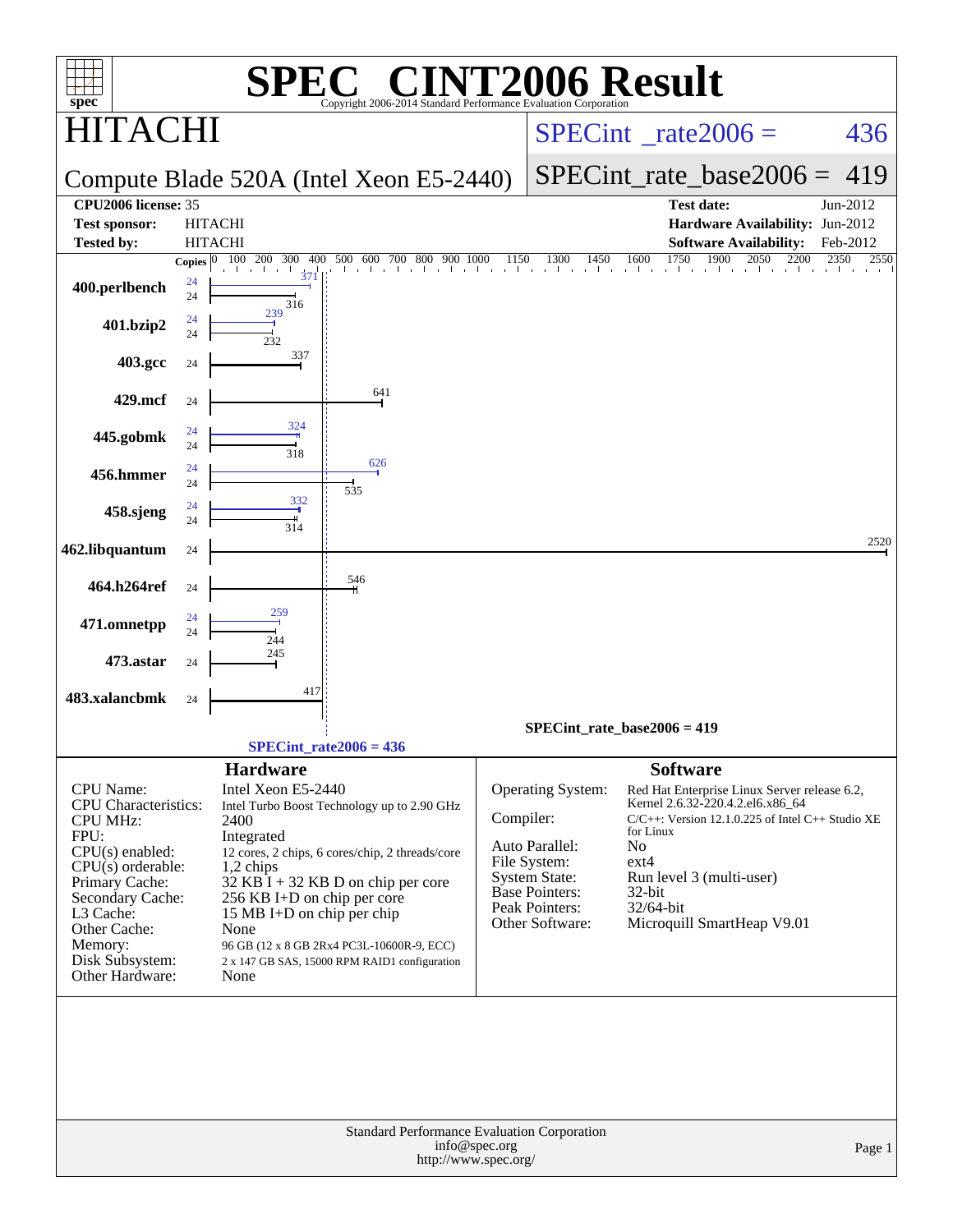# SPEC® CINT2006 Result

Copyright 2006-2014 Standard Performance Evaluation Corporation

## HITACHI

**Compute Blade 520A (Intel Xeon E5-2440)**

SPECint_rate2006 = 436

SPECint_rate_base2006 = 419

| | | | |
|---|---|---|---|
| **CPU2006 license:** | 35 | **Test date:** | Jun-2012 |
| **Test sponsor:** | HITACHI | **Hardware Availability:** | Jun-2012 |
| **Tested by:** | HITACHI | **Software Availability:** | Feb-2012 |

| Benchmark | Copies (peak) | Peak | Copies (base) | Base |
|---|---|---|---|---|
| 400.perlbench | 24 | 371 | 24 | 316 |
| 401.bzip2 | 24 | 239 | 24 | 232 |
| 403.gcc | | | 24 | 337 |
| 429.mcf | | | 24 | 641 |
| 445.gobmk | 24 | 324 | 24 | 318 |
| 456.hmmer | 24 | 626 | 24 | 535 |
| 458.sjeng | 24 | 332 | 24 | 314 |
| 462.libquantum | | | 24 | 2520 |
| 464.h264ref | | | 24 | 546 |
| 471.omnetpp | 24 | 259 | 24 | 244 |
| 473.astar | | | 24 | 245 |
| 483.xalancbmk | | | 24 | 417 |

SPECint_rate_base2006 = 419

SPECint_rate2006 = 436

### Hardware

| | |
|---|---|
| CPU Name: | Intel Xeon E5-2440 |
| CPU Characteristics: | Intel Turbo Boost Technology up to 2.90 GHz |
| CPU MHz: | 2400 |
| FPU: | Integrated |
| CPU(s) enabled: | 12 cores, 2 chips, 6 cores/chip, 2 threads/core |
| CPU(s) orderable: | 1,2 chips |
| Primary Cache: | 32 KB I + 32 KB D on chip per core |
| Secondary Cache: | 256 KB I+D on chip per core |
| L3 Cache: | 15 MB I+D on chip per chip |
| Other Cache: | None |
| Memory: | 96 GB (12 x 8 GB 2Rx4 PC3L-10600R-9, ECC) |
| Disk Subsystem: | 2 x 147 GB SAS, 15000 RPM RAID1 configuration |
| Other Hardware: | None |

### Software

| | |
|---|---|
| Operating System: | Red Hat Enterprise Linux Server release 6.2, Kernel 2.6.32-220.4.2.el6.x86_64 |
| Compiler: | C/C++: Version 12.1.0.225 of Intel C++ Studio XE for Linux |
| Auto Parallel: | No |
| File System: | ext4 |
| System State: | Run level 3 (multi-user) |
| Base Pointers: | 32-bit |
| Peak Pointers: | 32/64-bit |
| Other Software: | Microquill SmartHeap V9.01 |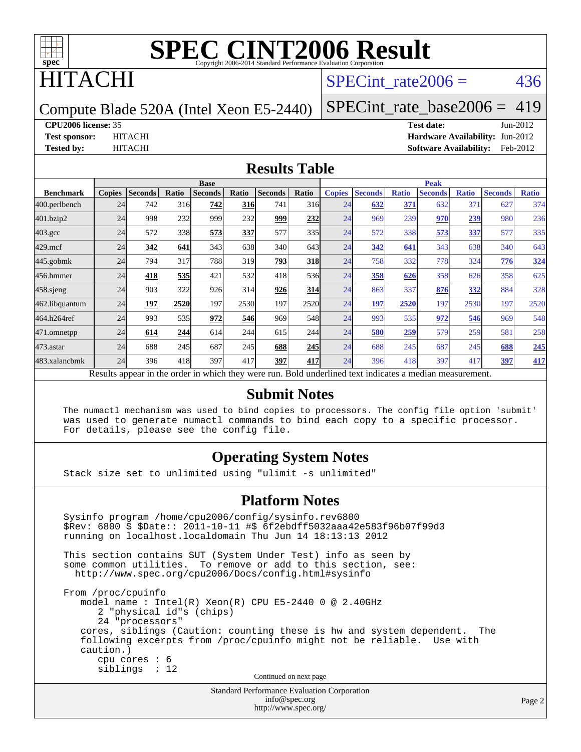# SPEC CINT2006 Result

Copyright 2006-2014 Standard Performance Evaluation Corporation

## HITACHI

Compute Blade 520A (Intel Xeon E5-2440)

SPECint_rate2006 = 436

SPECint_rate_base2006 = 419

**CPU2006 license:** 35
**Test sponsor:** HITACHI
**Tested by:** HITACHI

**Test date:** Jun-2012
**Hardware Availability:** Jun-2012
**Software Availability:** Feb-2012

## Results Table

| Benchmark | Base | | | | | | | Peak | | | | | | |
|---|---|---|---|---|---|---|---|---|---|---|---|---|---|---|
| | Copies | Seconds | Ratio | Seconds | Ratio | Seconds | Ratio | Copies | Seconds | Ratio | Seconds | Ratio | Seconds | Ratio |
| 400.perlbench | 24 | 742 | 316 | **742** | **316** | 741 | 316 | 24 | **632** | **371** | 632 | 371 | 627 | 374 |
| 401.bzip2 | 24 | 998 | 232 | 999 | 232 | **999** | **232** | 24 | 969 | 239 | **970** | **239** | 980 | 236 |
| 403.gcc | 24 | 572 | 338 | **573** | **337** | 577 | 335 | 24 | 572 | 338 | **573** | **337** | 577 | 335 |
| 429.mcf | 24 | **342** | **641** | 343 | 638 | 340 | 643 | 24 | **342** | **641** | 343 | 638 | 340 | 643 |
| 445.gobmk | 24 | 794 | 317 | 788 | 319 | **793** | **318** | 24 | 758 | 332 | 778 | 324 | **776** | **324** |
| 456.hmmer | 24 | **418** | **535** | 421 | 532 | 418 | 536 | 24 | **358** | **626** | 358 | 626 | 358 | 625 |
| 458.sjeng | 24 | 903 | 322 | 926 | 314 | **926** | **314** | 24 | 863 | 337 | **876** | **332** | 884 | 328 |
| 462.libquantum | 24 | **197** | **2520** | 197 | 2530 | 197 | 2520 | 24 | **197** | **2520** | 197 | 2530 | 197 | 2520 |
| 464.h264ref | 24 | 993 | 535 | **972** | **546** | 969 | 548 | 24 | 993 | 535 | **972** | **546** | 969 | 548 |
| 471.omnetpp | 24 | **614** | **244** | 614 | 244 | 615 | 244 | 24 | **580** | **259** | 579 | 259 | 581 | 258 |
| 473.astar | 24 | 688 | 245 | 687 | 245 | **688** | **245** | 24 | 688 | 245 | 687 | 245 | **688** | **245** |
| 483.xalancbmk | 24 | 396 | 418 | 397 | 417 | **397** | **417** | 24 | 396 | 418 | 397 | 417 | **397** | **417** |

Results appear in the order in which they were run. Bold underlined text indicates a median measurement.

## Submit Notes

```
The numactl mechanism was used to bind copies to processors. The config file option 'submit'
was used to generate numactl commands to bind each copy to a specific processor.
For details, please see the config file.
```

## Operating System Notes

```
Stack size set to unlimited using "ulimit -s unlimited"
```

## Platform Notes

```
Sysinfo program /home/cpu2006/config/sysinfo.rev6800
$Rev: 6800 $ $Date:: 2011-10-11 #$ 6f2ebdff5032aaa42e583f96b07f99d3
running on localhost.localdomain Thu Jun 14 18:13:13 2012

This section contains SUT (System Under Test) info as seen by
some common utilities.  To remove or add to this section, see:
  http://www.spec.org/cpu2006/Docs/config.html#sysinfo

From /proc/cpuinfo
   model name : Intel(R) Xeon(R) CPU E5-2440 0 @ 2.40GHz
      2 "physical id"s (chips)
      24 "processors"
   cores, siblings (Caution: counting these is hw and system dependent.  The
   following excerpts from /proc/cpuinfo might not be reliable.  Use with
   caution.)
      cpu cores : 6
      siblings  : 12
```

Continued on next page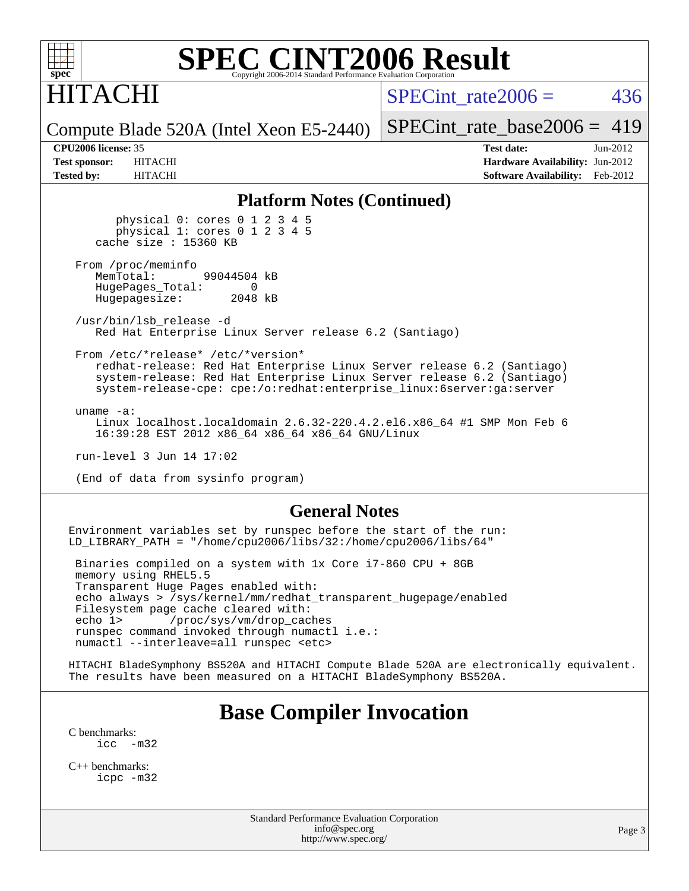# SPEC CINT2006 Result

Copyright 2006-2014 Standard Performance Evaluation Corporation

**HITACHI**

Compute Blade 520A (Intel Xeon E5-2440)

SPECint_rate2006 = 436

SPECint_rate_base2006 = 419

| | | | |
|---|---|---|---|
| **CPU2006 license:** 35 | | **Test date:** | Jun-2012 |
| **Test sponsor:** | HITACHI | **Hardware Availability:** | Jun-2012 |
| **Tested by:** | HITACHI | **Software Availability:** | Feb-2012 |

## Platform Notes (Continued)

```
        physical 0: cores 0 1 2 3 4 5
        physical 1: cores 0 1 2 3 4 5
     cache size : 15360 KB

  From /proc/meminfo
     MemTotal:       99044504 kB
     HugePages_Total:       0
     Hugepagesize:       2048 kB

  /usr/bin/lsb_release -d
     Red Hat Enterprise Linux Server release 6.2 (Santiago)

  From /etc/*release* /etc/*version*
     redhat-release: Red Hat Enterprise Linux Server release 6.2 (Santiago)
     system-release: Red Hat Enterprise Linux Server release 6.2 (Santiago)
     system-release-cpe: cpe:/o:redhat:enterprise_linux:6server:ga:server

  uname -a:
     Linux localhost.localdomain 2.6.32-220.4.2.el6.x86_64 #1 SMP Mon Feb 6
     16:39:28 EST 2012 x86_64 x86_64 x86_64 GNU/Linux

  run-level 3 Jun 14 17:02

  (End of data from sysinfo program)
```

## General Notes

```
Environment variables set by runspec before the start of the run:
LD_LIBRARY_PATH = "/home/cpu2006/libs/32:/home/cpu2006/libs/64"

 Binaries compiled on a system with 1x Core i7-860 CPU + 8GB
 memory using RHEL5.5
 Transparent Huge Pages enabled with:
 echo always > /sys/kernel/mm/redhat_transparent_hugepage/enabled
 Filesystem page cache cleared with:
 echo 1>       /proc/sys/vm/drop_caches
 runspec command invoked through numactl i.e.:
 numactl --interleave=all runspec <etc>

HITACHI BladeSymphony BS520A and HITACHI Compute Blade 520A are electronically equivalent.
The results have been measured on a HITACHI BladeSymphony BS520A.
```

# Base Compiler Invocation

C benchmarks:
```
icc  -m32
```

C++ benchmarks:
```
icpc -m32
```

Standard Performance Evaluation Corporation
info@spec.org
http://www.spec.org/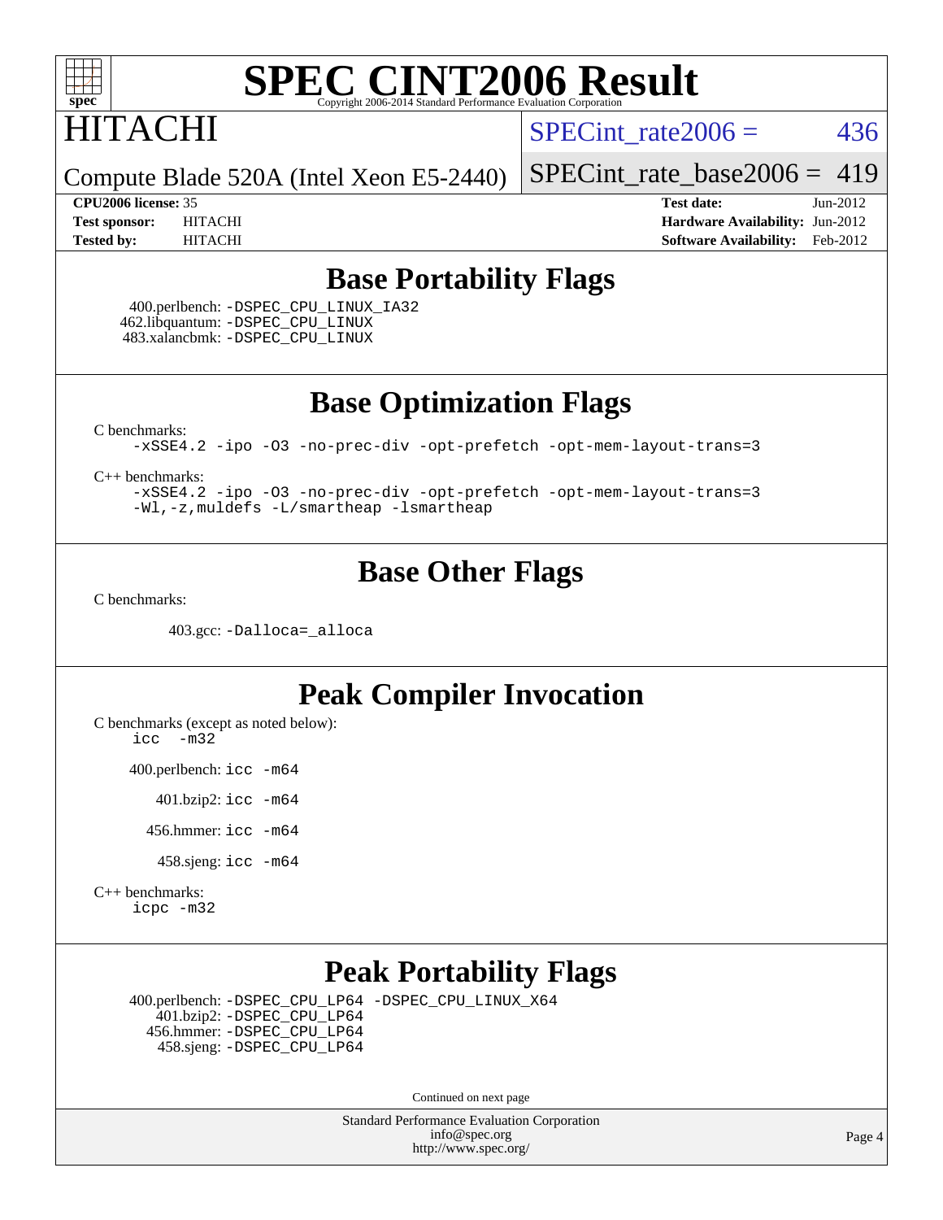# SPEC CINT2006 Result

Copyright 2006-2014 Standard Performance Evaluation Corporation

## HITACHI

Compute Blade 520A (Intel Xeon E5-2440)

SPECint_rate2006 = 436

SPECint_rate_base2006 = 419

| | | | |
|---|---|---|---|
| **CPU2006 license:** 35 | | **Test date:** | Jun-2012 |
| **Test sponsor:** | HITACHI | **Hardware Availability:** | Jun-2012 |
| **Tested by:** | HITACHI | **Software Availability:** | Feb-2012 |

## Base Portability Flags

400.perlbench: `-DSPEC_CPU_LINUX_IA32`
462.libquantum: `-DSPEC_CPU_LINUX`
483.xalancbmk: `-DSPEC_CPU_LINUX`

## Base Optimization Flags

C benchmarks:

```
-xSSE4.2 -ipo -O3 -no-prec-div -opt-prefetch -opt-mem-layout-trans=3
```

C++ benchmarks:

```
-xSSE4.2 -ipo -O3 -no-prec-div -opt-prefetch -opt-mem-layout-trans=3
-Wl,-z,muldefs -L/smartheap -lsmartheap
```

## Base Other Flags

C benchmarks:

403.gcc: `-Dalloca=_alloca`

## Peak Compiler Invocation

C benchmarks (except as noted below):

```
icc  -m32
```

400.perlbench: `icc -m64`

401.bzip2: `icc -m64`

456.hmmer: `icc -m64`

458.sjeng: `icc -m64`

C++ benchmarks:

```
icpc -m32
```

## Peak Portability Flags

400.perlbench: `-DSPEC_CPU_LP64 -DSPEC_CPU_LINUX_X64`
401.bzip2: `-DSPEC_CPU_LP64`
456.hmmer: `-DSPEC_CPU_LP64`
458.sjeng: `-DSPEC_CPU_LP64`

Continued on next page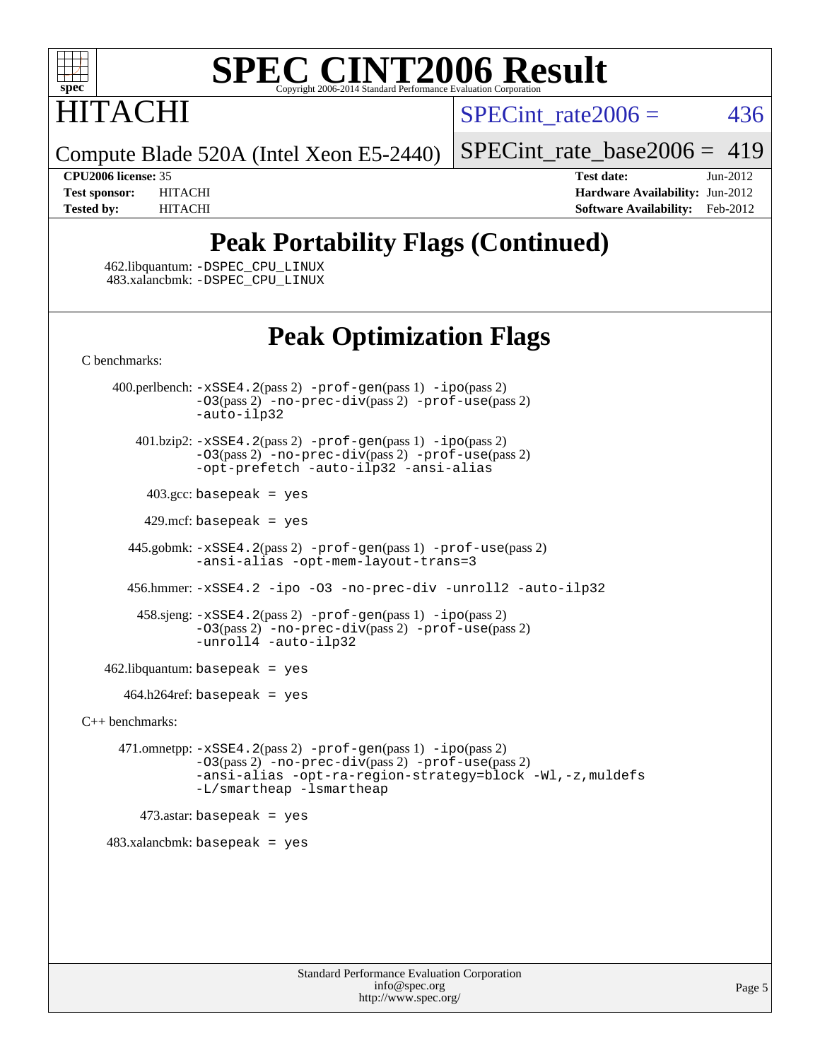# SPEC CINT2006 Result

Copyright 2006-2014 Standard Performance Evaluation Corporation

**HITACHI**

Compute Blade 520A (Intel Xeon E5-2440)

SPECint_rate2006 = 436

SPECint_rate_base2006 = 419

**CPU2006 license:** 35
**Test sponsor:** HITACHI
**Tested by:** HITACHI

**Test date:** Jun-2012
**Hardware Availability:** Jun-2012
**Software Availability:** Feb-2012

## Peak Portability Flags (Continued)

462.libquantum: -DSPEC_CPU_LINUX
483.xalancbmk: -DSPEC_CPU_LINUX

## Peak Optimization Flags

C benchmarks:

400.perlbench: -xSSE4.2(pass 2) -prof-gen(pass 1) -ipo(pass 2) -O3(pass 2) -no-prec-div(pass 2) -prof-use(pass 2) -auto-ilp32

401.bzip2: -xSSE4.2(pass 2) -prof-gen(pass 1) -ipo(pass 2) -O3(pass 2) -no-prec-div(pass 2) -prof-use(pass 2) -opt-prefetch -auto-ilp32 -ansi-alias

403.gcc: basepeak = yes

429.mcf: basepeak = yes

445.gobmk: -xSSE4.2(pass 2) -prof-gen(pass 1) -prof-use(pass 2) -ansi-alias -opt-mem-layout-trans=3

456.hmmer: -xSSE4.2 -ipo -O3 -no-prec-div -unroll2 -auto-ilp32

458.sjeng: -xSSE4.2(pass 2) -prof-gen(pass 1) -ipo(pass 2) -O3(pass 2) -no-prec-div(pass 2) -prof-use(pass 2) -unroll4 -auto-ilp32

462.libquantum: basepeak = yes

464.h264ref: basepeak = yes

C++ benchmarks:

471.omnetpp: -xSSE4.2(pass 2) -prof-gen(pass 1) -ipo(pass 2) -O3(pass 2) -no-prec-div(pass 2) -prof-use(pass 2) -ansi-alias -opt-ra-region-strategy=block -Wl,-z,muldefs -L/smartheap -lsmartheap

473.astar: basepeak = yes

483.xalancbmk: basepeak = yes

Standard Performance Evaluation Corporation
info@spec.org
http://www.spec.org/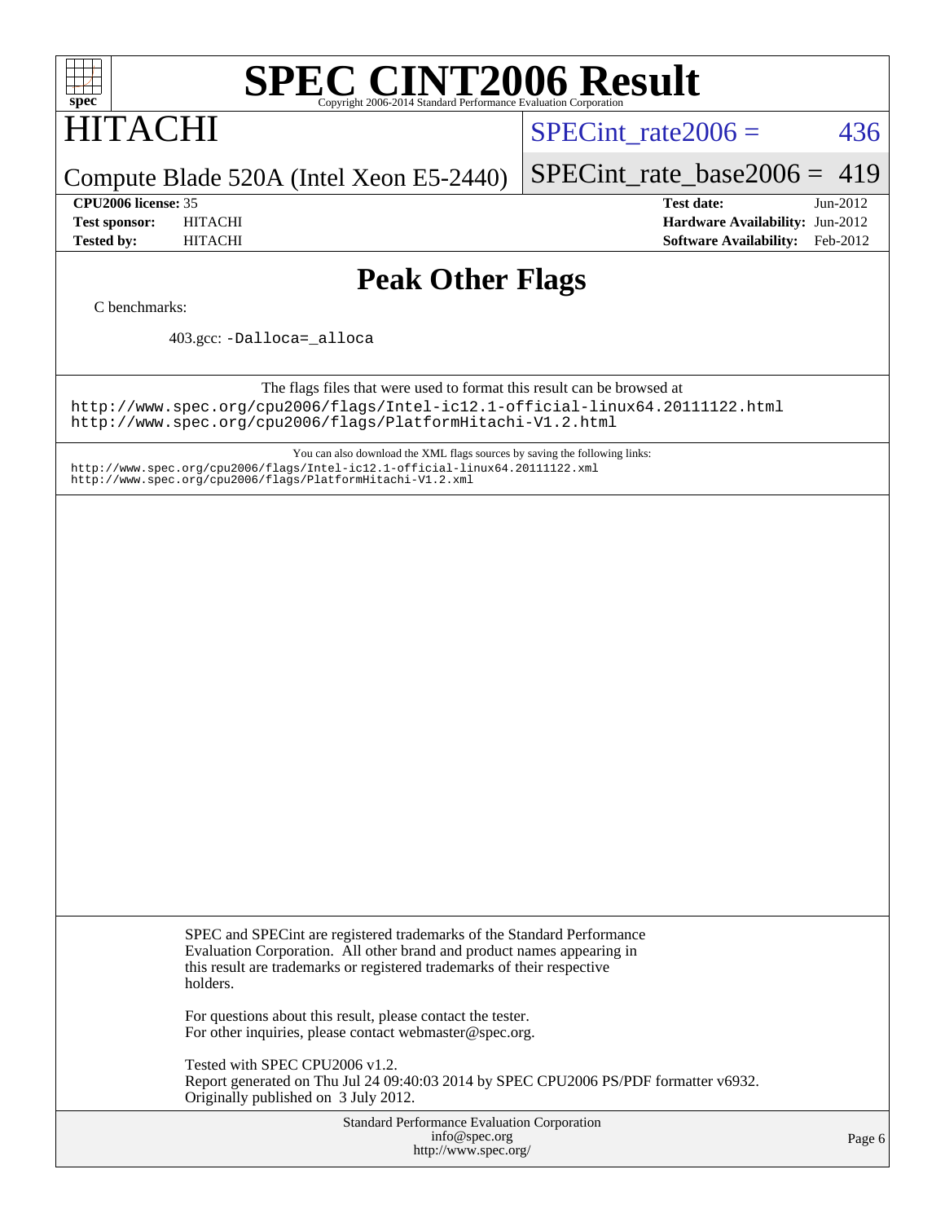# Peak Other Flags

C benchmarks:

403.gcc: -Dalloca=_alloca

The flags files that were used to format this result can be browsed at
http://www.spec.org/cpu2006/flags/Intel-ic12.1-official-linux64.20111122.html
http://www.spec.org/cpu2006/flags/PlatformHitachi-V1.2.html

You can also download the XML flags sources by saving the following links:
http://www.spec.org/cpu2006/flags/Intel-ic12.1-official-linux64.20111122.xml
http://www.spec.org/cpu2006/flags/PlatformHitachi-V1.2.xml

SPEC and SPECint are registered trademarks of the Standard Performance Evaluation Corporation. All other brand and product names appearing in this result are trademarks or registered trademarks of their respective holders.

For questions about this result, please contact the tester.
For other inquiries, please contact webmaster@spec.org.

Tested with SPEC CPU2006 v1.2.
Report generated on Thu Jul 24 09:40:03 2014 by SPEC CPU2006 PS/PDF formatter v6932.
Originally published on 3 July 2012.